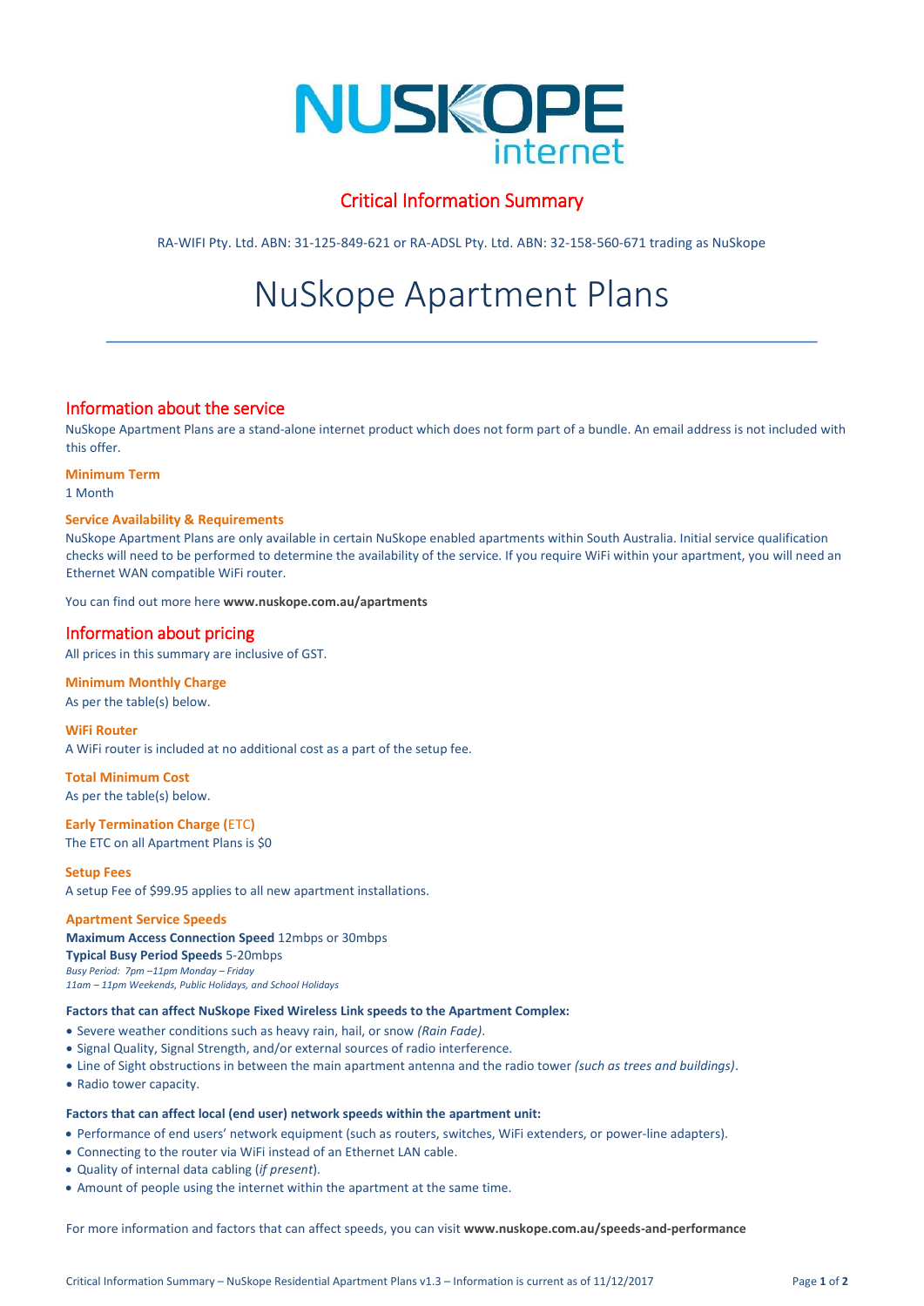# NUSKOPE internet

## Critical Information Summary

RA-WIFI Pty. Ltd. ABN: 31-125-849-621 or RA-ADSL Pty. Ltd. ABN: 32-158-560-671 trading as NuSkope

# NuSkope Apartment Plans

## Information about the service

NuSkope Apartment Plans are a stand-alone internet product which does not form part of a bundle. An email address is not included with this offer.

### Minimum Term

1 Month

### Service Availability & Requirements

NuSkope Apartment Plans are only available in certain NuSkope enabled apartments within South Australia. Initial service qualification checks will need to be performed to determine the availability of the service. If you require WiFi within your apartment, you will need an Ethernet WAN compatible WiFi router.

You can find out more here **www.nuskope.com.au/apartments**

## Information about pricing

All prices in this summary are inclusive of GST.

### Minimum Monthly Charge

As per the table(s) below.

### WiFi Router

A WiFi router is included at no additional cost as a part of the setup fee.

### Total Minimum Cost

As per the table(s) below.

### Early Termination Charge (ETC)

The ETC on all Apartment Plans is $0

### Setup Fees

A setup Fee of $99.95 applies to all new apartment installations.

### Apartment Service Speeds

**Maximum Access Connection Speed** 12mbps or 30mbps
**Typical Busy Period Speeds** 5-20mbps
*Busy Period: 7pm –11pm Monday – Friday*
*11am – 11pm Weekends, Public Holidays, and School Holidays*

**Factors that can affect NuSkope Fixed Wireless Link speeds to the Apartment Complex:**

- Severe weather conditions such as heavy rain, hail, or snow *(Rain Fade)*.
- Signal Quality, Signal Strength, and/or external sources of radio interference.
- Line of Sight obstructions in between the main apartment antenna and the radio tower *(such as trees and buildings)*.
- Radio tower capacity.

**Factors that can affect local (end user) network speeds within the apartment unit:**

- Performance of end users' network equipment (such as routers, switches, WiFi extenders, or power-line adapters).
- Connecting to the router via WiFi instead of an Ethernet LAN cable.
- Quality of internal data cabling (*if present*).
- Amount of people using the internet within the apartment at the same time.

For more information and factors that can affect speeds, you can visit **www.nuskope.com.au/speeds-and-performance**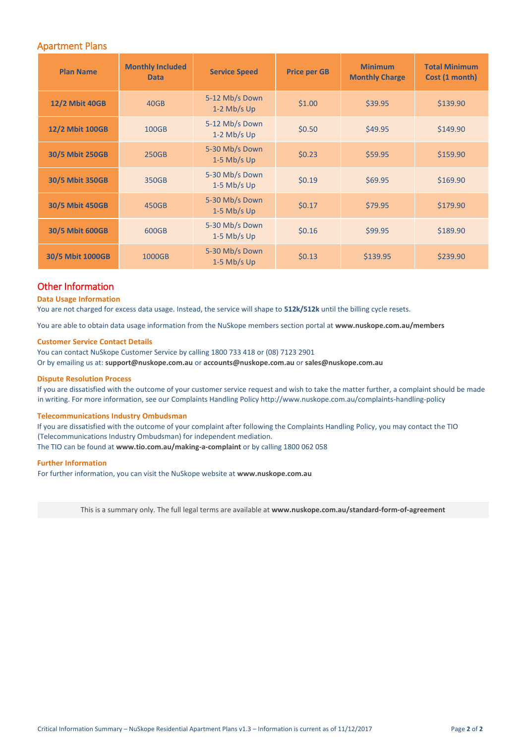## Apartment Plans

| Plan Name | Monthly Included Data | Service Speed | Price per GB | Minimum Monthly Charge | Total Minimum Cost (1 month) |
|---|---|---|---|---|---|
| **12/2 Mbit 40GB** | 40GB | 5-12 Mb/s Down 1-2 Mb/s Up | $1.00 | $39.95 | $139.90 |
| **12/2 Mbit 100GB** | 100GB | 5-12 Mb/s Down 1-2 Mb/s Up | $0.50 | $49.95 | $149.90 |
| **30/5 Mbit 250GB** | 250GB | 5-30 Mb/s Down 1-5 Mb/s Up | $0.23 | $59.95 | $159.90 |
| **30/5 Mbit 350GB** | 350GB | 5-30 Mb/s Down 1-5 Mb/s Up | $0.19 | $69.95 | $169.90 |
| **30/5 Mbit 450GB** | 450GB | 5-30 Mb/s Down 1-5 Mb/s Up | $0.17 | $79.95 | $179.90 |
| **30/5 Mbit 600GB** | 600GB | 5-30 Mb/s Down 1-5 Mb/s Up | $0.16 | $99.95 | $189.90 |
| **30/5 Mbit 1000GB** | 1000GB | 5-30 Mb/s Down 1-5 Mb/s Up | $0.13 | $139.95 | $239.90 |

## Other Information

### Data Usage Information

You are not charged for excess data usage. Instead, the service will shape to **512k/512k** until the billing cycle resets.

You are able to obtain data usage information from the NuSkope members section portal at **www.nuskope.com.au/members**

### Customer Service Contact Details

You can contact NuSkope Customer Service by calling 1800 733 418 or (08) 7123 2901
Or by emailing us at: **support@nuskope.com.au** or **accounts@nuskope.com.au** or **sales@nuskope.com.au**

### Dispute Resolution Process

If you are dissatisfied with the outcome of your customer service request and wish to take the matter further, a complaint should be made in writing. For more information, see our Complaints Handling Policy http://www.nuskope.com.au/complaints-handling-policy

### Telecommunications Industry Ombudsman

If you are dissatisfied with the outcome of your complaint after following the Complaints Handling Policy, you may contact the TIO (Telecommunications Industry Ombudsman) for independent mediation.
The TIO can be found at **www.tio.com.au/making-a-complaint** or by calling 1800 062 058

### Further Information

For further information, you can visit the NuSkope website at **www.nuskope.com.au**

This is a summary only. The full legal terms are available at **www.nuskope.com.au/standard-form-of-agreement**

Critical Information Summary – NuSkope Residential Apartment Plans v1.3 – Information is current as of 11/12/2017